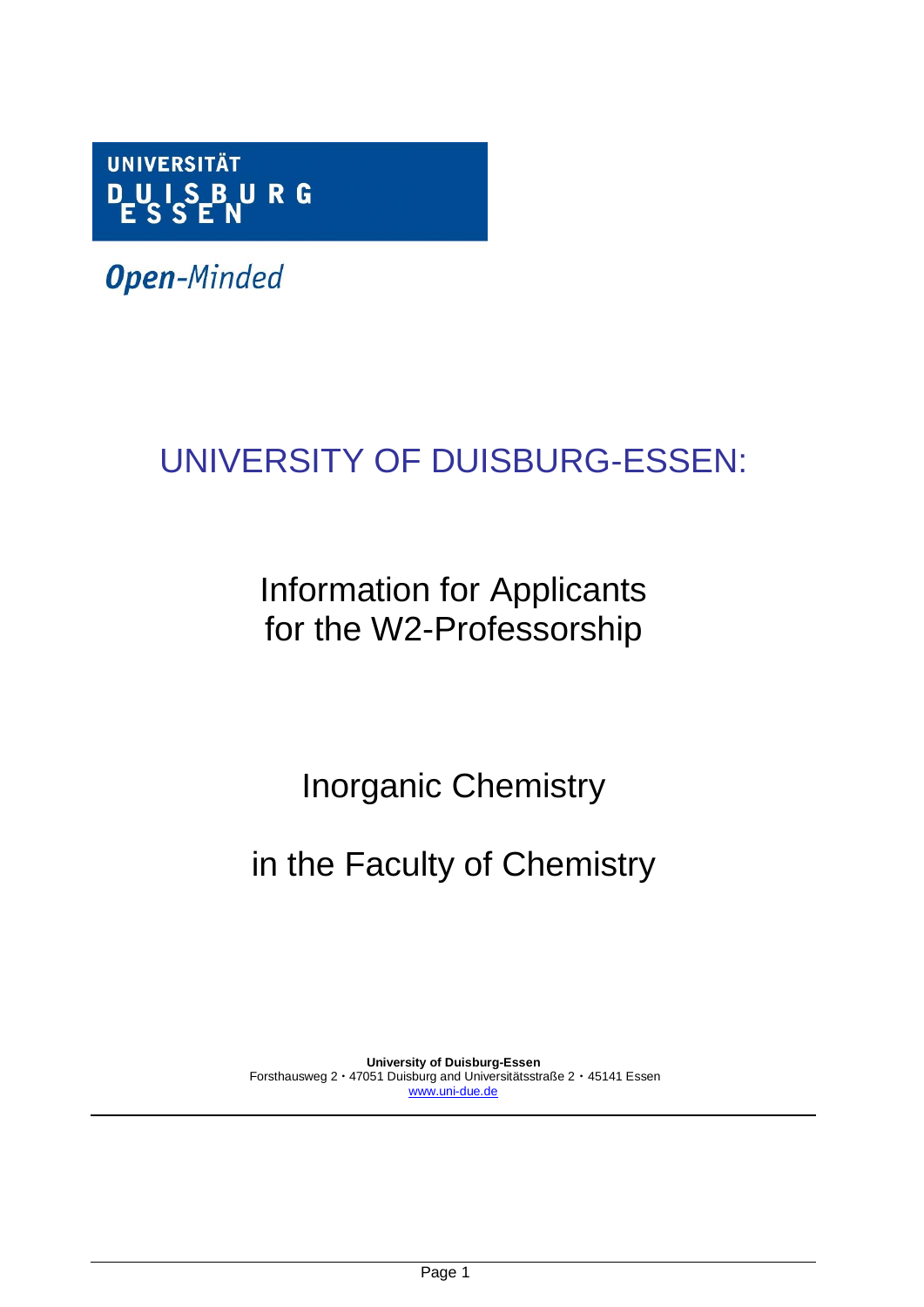UNIVERSITÄT
DUISBURG
ESSEN

*Open-Minded*

# UNIVERSITY OF DUISBURG-ESSEN:

## Information for Applicants for the W2-Professorship

## Inorganic Chemistry

## in the Faculty of Chemistry

**University of Duisburg-Essen**
Forsthausweg 2 • 47051 Duisburg and Universitätsstraße 2 • 45141 Essen
www.uni-due.de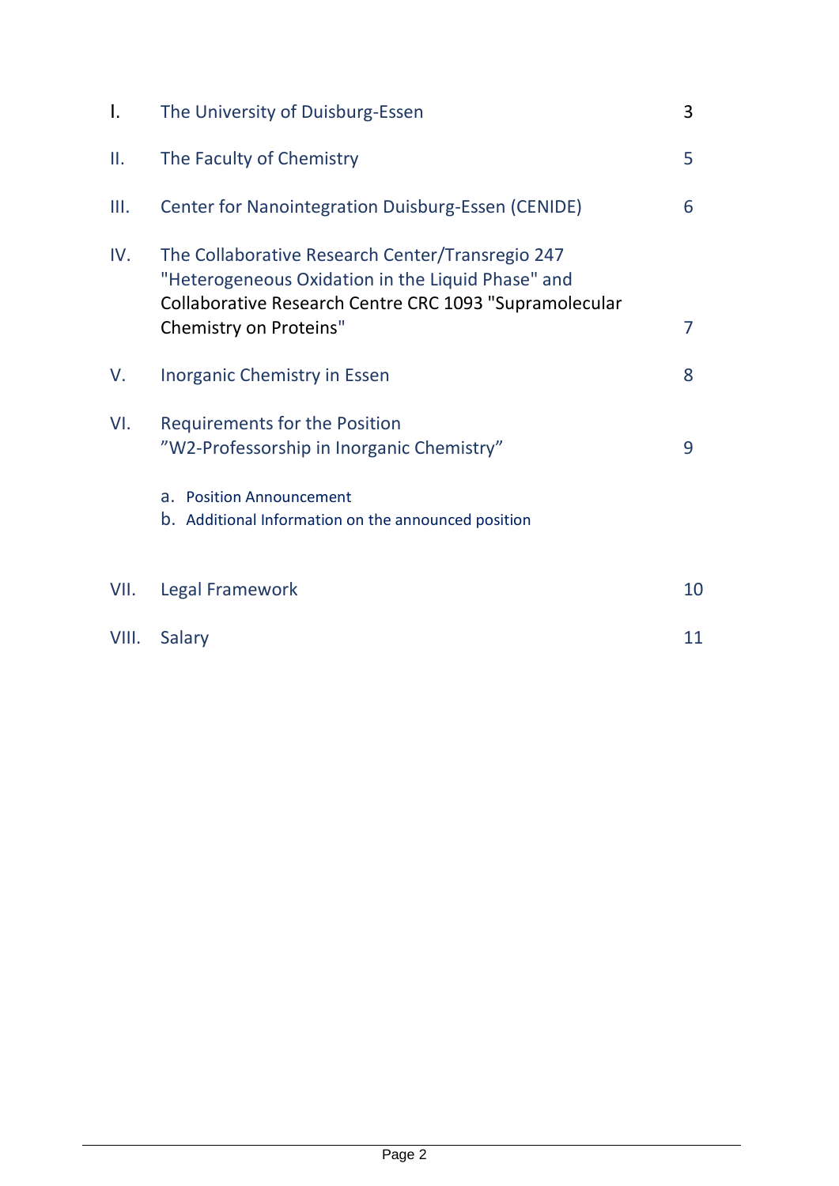| | | |
|---|---|---|
| I. | The University of Duisburg-Essen | 3 |
| II. | The Faculty of Chemistry | 5 |
| III. | Center for Nanointegration Duisburg-Essen (CENIDE) | 6 |
| IV. | The Collaborative Research Center/Transregio 247 "Heterogeneous Oxidation in the Liquid Phase" and Collaborative Research Centre CRC 1093 "Supramolecular Chemistry on Proteins" | 7 |
| V. | Inorganic Chemistry in Essen | 8 |
| VI. | Requirements for the Position ”W2-Professorship in Inorganic Chemistry” | 9 |
| | a. Position Announcement<br>b. Additional Information on the announced position | |
| VII. | Legal Framework | 10 |
| VIII. | Salary | 11 |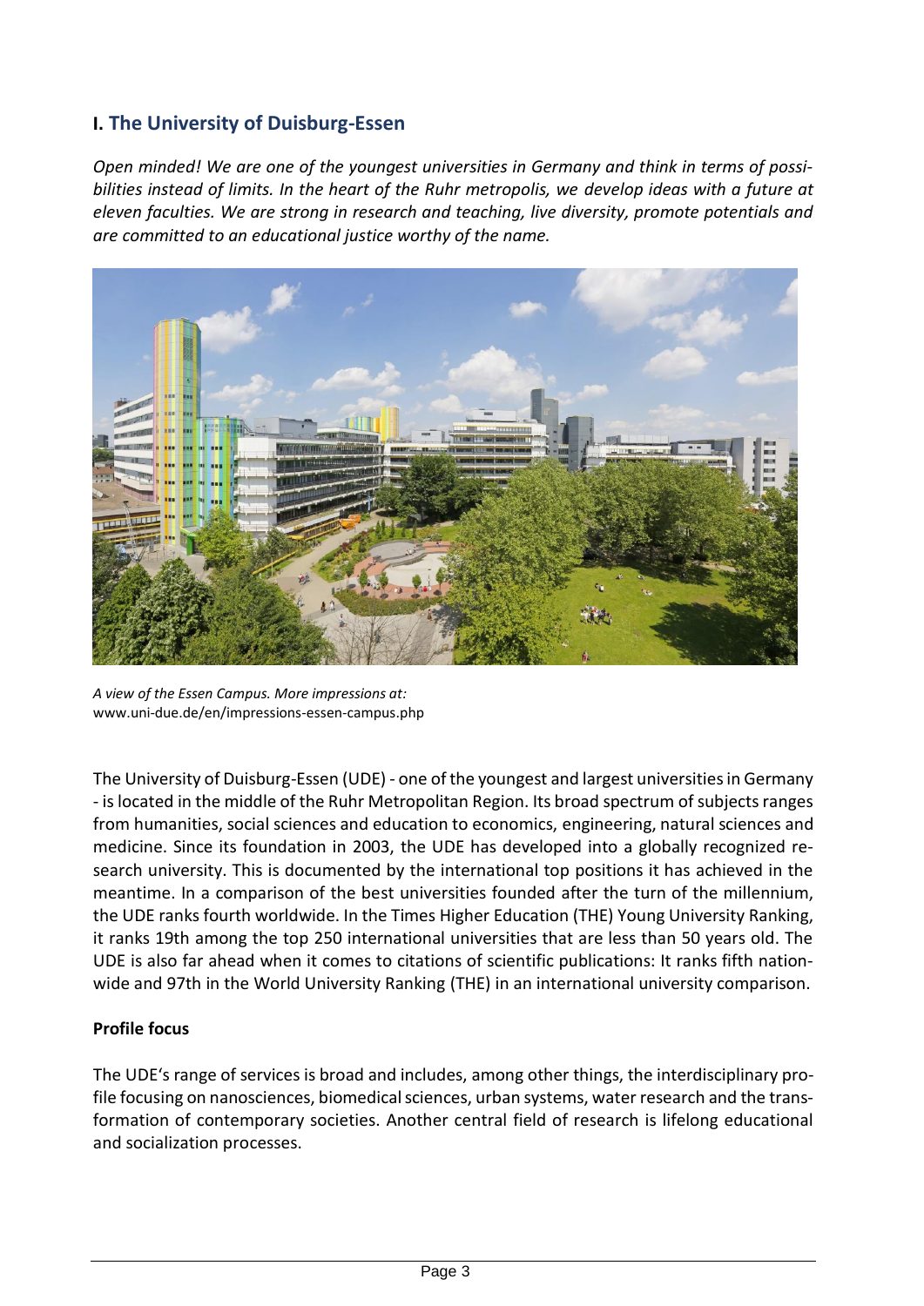## I. The University of Duisburg-Essen

*Open minded! We are one of the youngest universities in Germany and think in terms of possibilities instead of limits. In the heart of the Ruhr metropolis, we develop ideas with a future at eleven faculties. We are strong in research and teaching, live diversity, promote potentials and are committed to an educational justice worthy of the name.*

*A view of the Essen Campus. More impressions at:*
www.uni-due.de/en/impressions-essen-campus.php

The University of Duisburg-Essen (UDE) - one of the youngest and largest universities in Germany - is located in the middle of the Ruhr Metropolitan Region. Its broad spectrum of subjects ranges from humanities, social sciences and education to economics, engineering, natural sciences and medicine. Since its foundation in 2003, the UDE has developed into a globally recognized research university. This is documented by the international top positions it has achieved in the meantime. In a comparison of the best universities founded after the turn of the millennium, the UDE ranks fourth worldwide. In the Times Higher Education (THE) Young University Ranking, it ranks 19th among the top 250 international universities that are less than 50 years old. The UDE is also far ahead when it comes to citations of scientific publications: It ranks fifth nationwide and 97th in the World University Ranking (THE) in an international university comparison.

**Profile focus**

The UDE's range of services is broad and includes, among other things, the interdisciplinary profile focusing on nanosciences, biomedical sciences, urban systems, water research and the transformation of contemporary societies. Another central field of research is lifelong educational and socialization processes.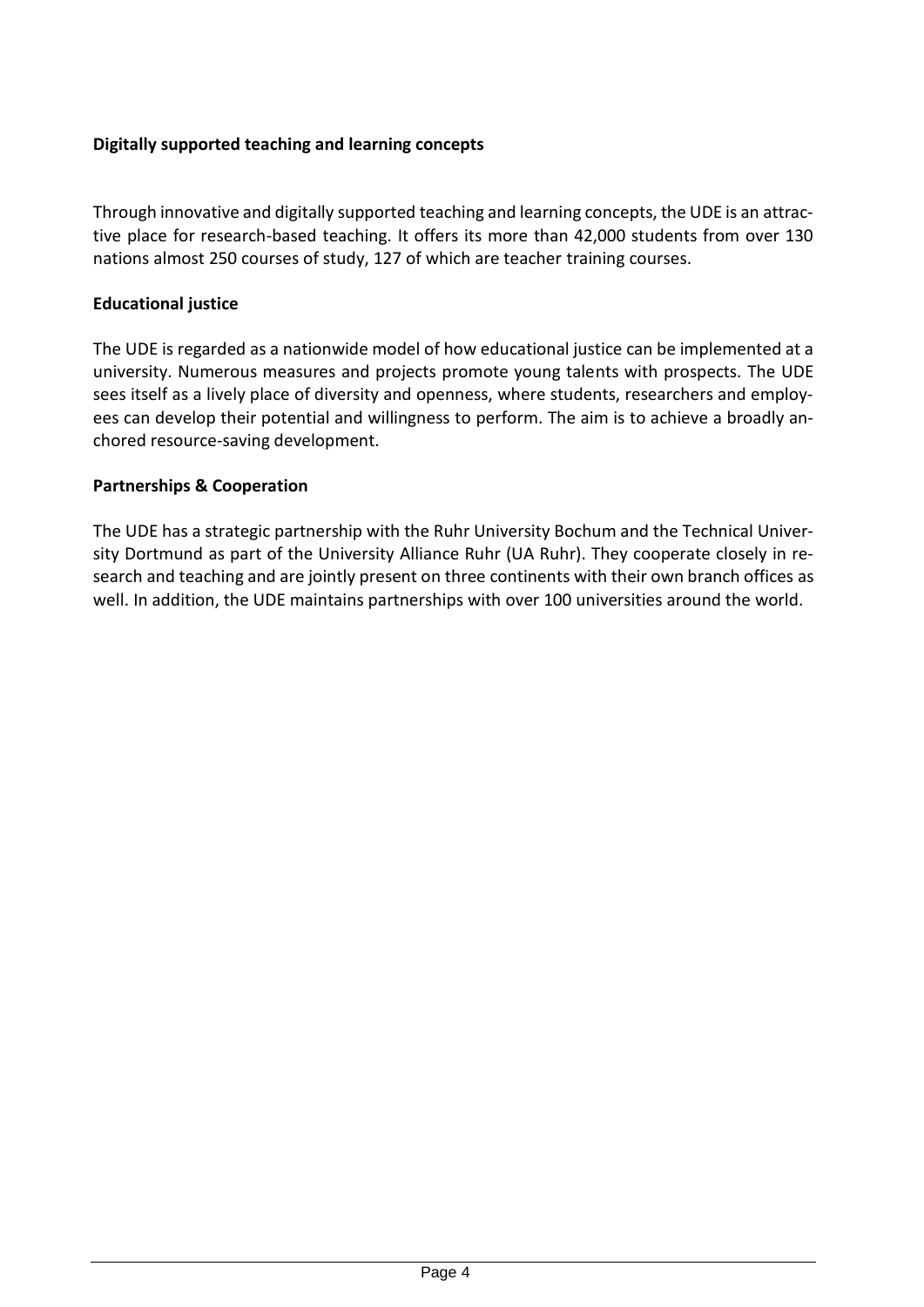**Digitally supported teaching and learning concepts**

Through innovative and digitally supported teaching and learning concepts, the UDE is an attractive place for research-based teaching. It offers its more than 42,000 students from over 130 nations almost 250 courses of study, 127 of which are teacher training courses.

**Educational justice**

The UDE is regarded as a nationwide model of how educational justice can be implemented at a university. Numerous measures and projects promote young talents with prospects. The UDE sees itself as a lively place of diversity and openness, where students, researchers and employees can develop their potential and willingness to perform. The aim is to achieve a broadly anchored resource-saving development.

**Partnerships & Cooperation**

The UDE has a strategic partnership with the Ruhr University Bochum and the Technical University Dortmund as part of the University Alliance Ruhr (UA Ruhr). They cooperate closely in research and teaching and are jointly present on three continents with their own branch offices as well. In addition, the UDE maintains partnerships with over 100 universities around the world.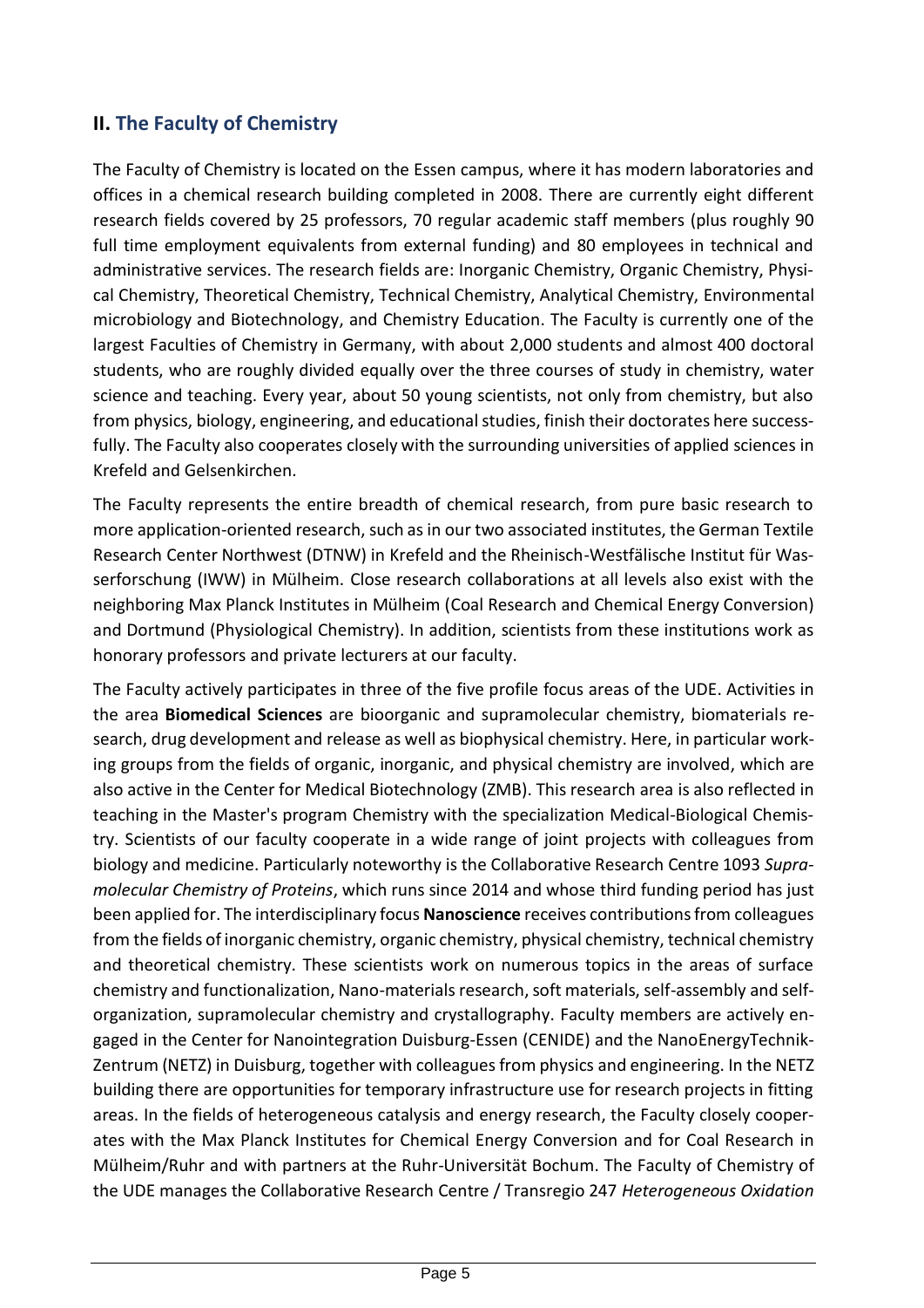## II. The Faculty of Chemistry

The Faculty of Chemistry is located on the Essen campus, where it has modern laboratories and offices in a chemical research building completed in 2008. There are currently eight different research fields covered by 25 professors, 70 regular academic staff members (plus roughly 90 full time employment equivalents from external funding) and 80 employees in technical and administrative services. The research fields are: Inorganic Chemistry, Organic Chemistry, Physical Chemistry, Theoretical Chemistry, Technical Chemistry, Analytical Chemistry, Environmental microbiology and Biotechnology, and Chemistry Education. The Faculty is currently one of the largest Faculties of Chemistry in Germany, with about 2,000 students and almost 400 doctoral students, who are roughly divided equally over the three courses of study in chemistry, water science and teaching. Every year, about 50 young scientists, not only from chemistry, but also from physics, biology, engineering, and educational studies, finish their doctorates here successfully. The Faculty also cooperates closely with the surrounding universities of applied sciences in Krefeld and Gelsenkirchen.

The Faculty represents the entire breadth of chemical research, from pure basic research to more application-oriented research, such as in our two associated institutes, the German Textile Research Center Northwest (DTNW) in Krefeld and the Rheinisch-Westfälische Institut für Wasserforschung (IWW) in Mülheim. Close research collaborations at all levels also exist with the neighboring Max Planck Institutes in Mülheim (Coal Research and Chemical Energy Conversion) and Dortmund (Physiological Chemistry). In addition, scientists from these institutions work as honorary professors and private lecturers at our faculty.

The Faculty actively participates in three of the five profile focus areas of the UDE. Activities in the area **Biomedical Sciences** are bioorganic and supramolecular chemistry, biomaterials research, drug development and release as well as biophysical chemistry. Here, in particular working groups from the fields of organic, inorganic, and physical chemistry are involved, which are also active in the Center for Medical Biotechnology (ZMB). This research area is also reflected in teaching in the Master's program Chemistry with the specialization Medical-Biological Chemistry. Scientists of our faculty cooperate in a wide range of joint projects with colleagues from biology and medicine. Particularly noteworthy is the Collaborative Research Centre 1093 *Supramolecular Chemistry of Proteins*, which runs since 2014 and whose third funding period has just been applied for. The interdisciplinary focus **Nanoscience** receives contributions from colleagues from the fields of inorganic chemistry, organic chemistry, physical chemistry, technical chemistry and theoretical chemistry. These scientists work on numerous topics in the areas of surface chemistry and functionalization, Nano-materials research, soft materials, self-assembly and self-organization, supramolecular chemistry and crystallography. Faculty members are actively engaged in the Center for Nanointegration Duisburg-Essen (CENIDE) and the NanoEnergyTechnik-Zentrum (NETZ) in Duisburg, together with colleagues from physics and engineering. In the NETZ building there are opportunities for temporary infrastructure use for research projects in fitting areas. In the fields of heterogeneous catalysis and energy research, the Faculty closely cooperates with the Max Planck Institutes for Chemical Energy Conversion and for Coal Research in Mülheim/Ruhr and with partners at the Ruhr-Universität Bochum. The Faculty of Chemistry of the UDE manages the Collaborative Research Centre / Transregio 247 *Heterogeneous Oxidation*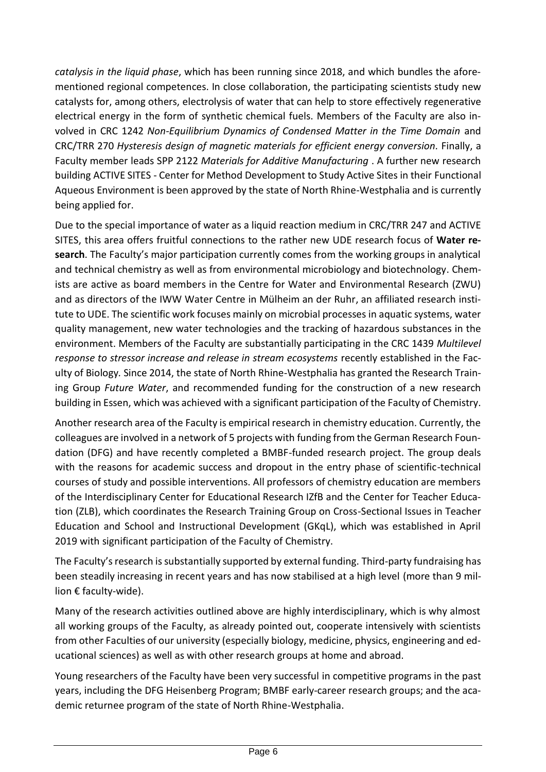*catalysis in the liquid phase*, which has been running since 2018, and which bundles the aforementioned regional competences. In close collaboration, the participating scientists study new catalysts for, among others, electrolysis of water that can help to store effectively regenerative electrical energy in the form of synthetic chemical fuels. Members of the Faculty are also involved in CRC 1242 *Non-Equilibrium Dynamics of Condensed Matter in the Time Domain* and CRC/TRR 270 *Hysteresis design of magnetic materials for efficient energy conversion.* Finally, a Faculty member leads SPP 2122 *Materials for Additive Manufacturing* . A further new research building ACTIVE SITES - Center for Method Development to Study Active Sites in their Functional Aqueous Environment is been approved by the state of North Rhine-Westphalia and is currently being applied for.

Due to the special importance of water as a liquid reaction medium in CRC/TRR 247 and ACTIVE SITES, this area offers fruitful connections to the rather new UDE research focus of **Water research**. The Faculty's major participation currently comes from the working groups in analytical and technical chemistry as well as from environmental microbiology and biotechnology. Chemists are active as board members in the Centre for Water and Environmental Research (ZWU) and as directors of the IWW Water Centre in Mülheim an der Ruhr, an affiliated research institute to UDE. The scientific work focuses mainly on microbial processes in aquatic systems, water quality management, new water technologies and the tracking of hazardous substances in the environment. Members of the Faculty are substantially participating in the CRC 1439 *Multilevel response to stressor increase and release in stream ecosystems* recently established in the Faculty of Biology. Since 2014, the state of North Rhine-Westphalia has granted the Research Training Group *Future Water*, and recommended funding for the construction of a new research building in Essen, which was achieved with a significant participation of the Faculty of Chemistry.

Another research area of the Faculty is empirical research in chemistry education. Currently, the colleagues are involved in a network of 5 projects with funding from the German Research Foundation (DFG) and have recently completed a BMBF-funded research project. The group deals with the reasons for academic success and dropout in the entry phase of scientific-technical courses of study and possible interventions. All professors of chemistry education are members of the Interdisciplinary Center for Educational Research IZfB and the Center for Teacher Education (ZLB), which coordinates the Research Training Group on Cross-Sectional Issues in Teacher Education and School and Instructional Development (GKqL), which was established in April 2019 with significant participation of the Faculty of Chemistry.

The Faculty's research is substantially supported by external funding. Third-party fundraising has been steadily increasing in recent years and has now stabilised at a high level (more than 9 million € faculty-wide).

Many of the research activities outlined above are highly interdisciplinary, which is why almost all working groups of the Faculty, as already pointed out, cooperate intensively with scientists from other Faculties of our university (especially biology, medicine, physics, engineering and educational sciences) as well as with other research groups at home and abroad.

Young researchers of the Faculty have been very successful in competitive programs in the past years, including the DFG Heisenberg Program; BMBF early-career research groups; and the academic returnee program of the state of North Rhine-Westphalia.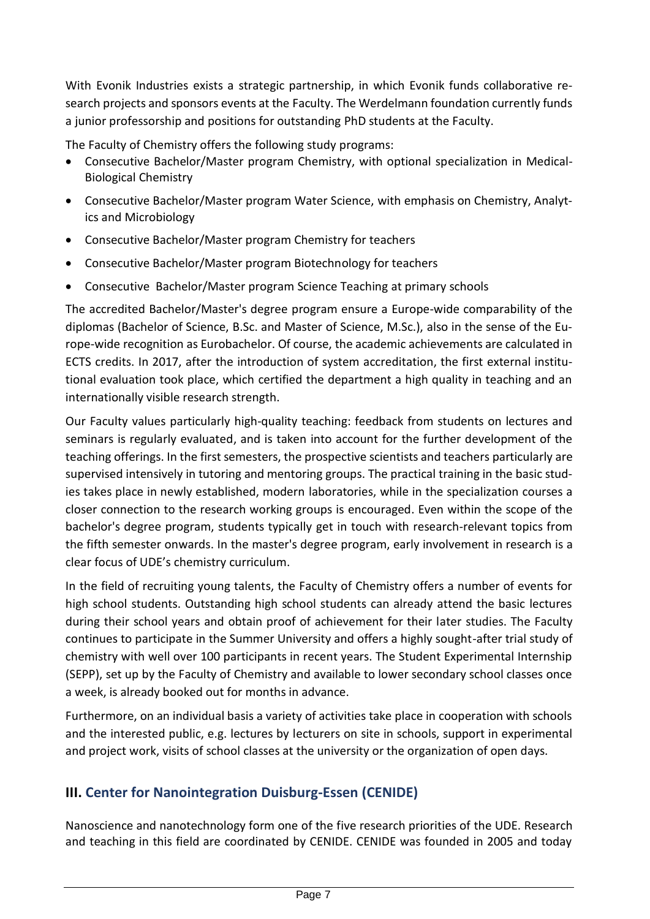With Evonik Industries exists a strategic partnership, in which Evonik funds collaborative research projects and sponsors events at the Faculty. The Werdelmann foundation currently funds a junior professorship and positions for outstanding PhD students at the Faculty.

The Faculty of Chemistry offers the following study programs:

- Consecutive Bachelor/Master program Chemistry, with optional specialization in Medical-Biological Chemistry
- Consecutive Bachelor/Master program Water Science, with emphasis on Chemistry, Analytics and Microbiology
- Consecutive Bachelor/Master program Chemistry for teachers
- Consecutive Bachelor/Master program Biotechnology for teachers
- Consecutive Bachelor/Master program Science Teaching at primary schools

The accredited Bachelor/Master's degree program ensure a Europe-wide comparability of the diplomas (Bachelor of Science, B.Sc. and Master of Science, M.Sc.), also in the sense of the Europe-wide recognition as Eurobachelor. Of course, the academic achievements are calculated in ECTS credits. In 2017, after the introduction of system accreditation, the first external institutional evaluation took place, which certified the department a high quality in teaching and an internationally visible research strength.

Our Faculty values particularly high-quality teaching: feedback from students on lectures and seminars is regularly evaluated, and is taken into account for the further development of the teaching offerings. In the first semesters, the prospective scientists and teachers particularly are supervised intensively in tutoring and mentoring groups. The practical training in the basic studies takes place in newly established, modern laboratories, while in the specialization courses a closer connection to the research working groups is encouraged. Even within the scope of the bachelor's degree program, students typically get in touch with research-relevant topics from the fifth semester onwards. In the master's degree program, early involvement in research is a clear focus of UDE's chemistry curriculum.

In the field of recruiting young talents, the Faculty of Chemistry offers a number of events for high school students. Outstanding high school students can already attend the basic lectures during their school years and obtain proof of achievement for their later studies. The Faculty continues to participate in the Summer University and offers a highly sought-after trial study of chemistry with well over 100 participants in recent years. The Student Experimental Internship (SEPP), set up by the Faculty of Chemistry and available to lower secondary school classes once a week, is already booked out for months in advance.

Furthermore, on an individual basis a variety of activities take place in cooperation with schools and the interested public, e.g. lectures by lecturers on site in schools, support in experimental and project work, visits of school classes at the university or the organization of open days.

## III. Center for Nanointegration Duisburg-Essen (CENIDE)

Nanoscience and nanotechnology form one of the five research priorities of the UDE. Research and teaching in this field are coordinated by CENIDE. CENIDE was founded in 2005 and today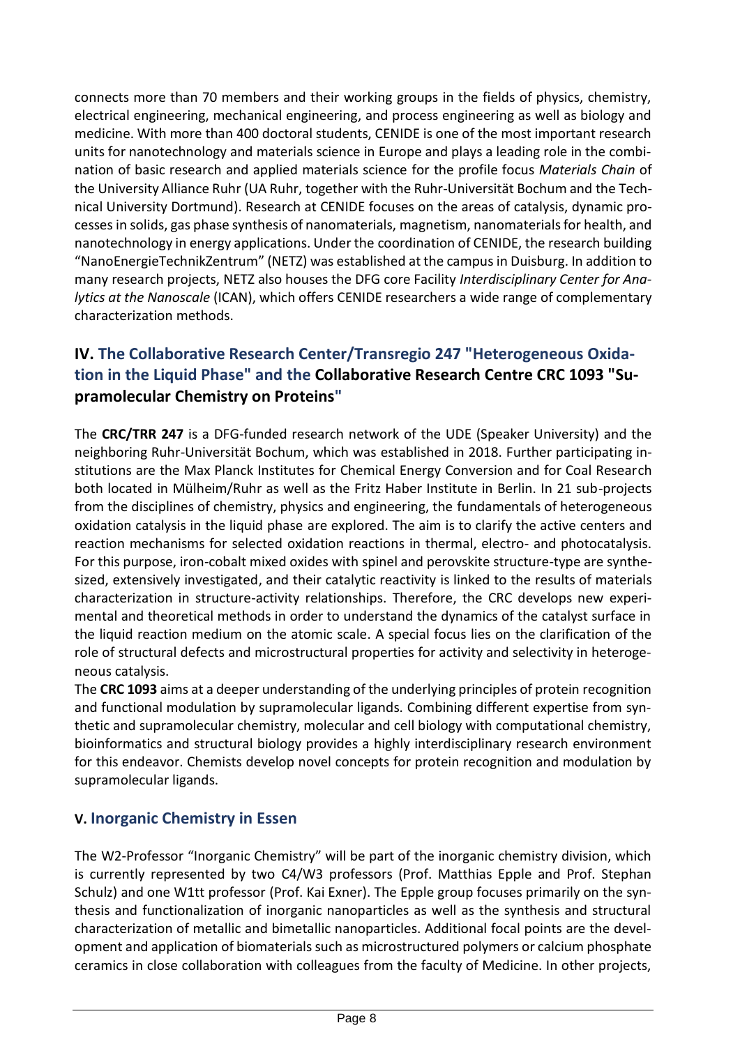connects more than 70 members and their working groups in the fields of physics, chemistry, electrical engineering, mechanical engineering, and process engineering as well as biology and medicine. With more than 400 doctoral students, CENIDE is one of the most important research units for nanotechnology and materials science in Europe and plays a leading role in the combination of basic research and applied materials science for the profile focus *Materials Chain* of the University Alliance Ruhr (UA Ruhr, together with the Ruhr-Universität Bochum and the Technical University Dortmund). Research at CENIDE focuses on the areas of catalysis, dynamic processes in solids, gas phase synthesis of nanomaterials, magnetism, nanomaterials for health, and nanotechnology in energy applications. Under the coordination of CENIDE, the research building "NanoEnergieTechnikZentrum" (NETZ) was established at the campus in Duisburg. In addition to many research projects, NETZ also houses the DFG core Facility *Interdisciplinary Center for Analytics at the Nanoscale* (ICAN), which offers CENIDE researchers a wide range of complementary characterization methods.

## IV. The Collaborative Research Center/Transregio 247 "Heterogeneous Oxidation in the Liquid Phase" and the Collaborative Research Centre CRC 1093 "Supramolecular Chemistry on Proteins"

The **CRC/TRR 247** is a DFG-funded research network of the UDE (Speaker University) and the neighboring Ruhr-Universität Bochum, which was established in 2018. Further participating institutions are the Max Planck Institutes for Chemical Energy Conversion and for Coal Research both located in Mülheim/Ruhr as well as the Fritz Haber Institute in Berlin. In 21 sub-projects from the disciplines of chemistry, physics and engineering, the fundamentals of heterogeneous oxidation catalysis in the liquid phase are explored. The aim is to clarify the active centers and reaction mechanisms for selected oxidation reactions in thermal, electro- and photocatalysis. For this purpose, iron-cobalt mixed oxides with spinel and perovskite structure-type are synthesized, extensively investigated, and their catalytic reactivity is linked to the results of materials characterization in structure-activity relationships. Therefore, the CRC develops new experimental and theoretical methods in order to understand the dynamics of the catalyst surface in the liquid reaction medium on the atomic scale. A special focus lies on the clarification of the role of structural defects and microstructural properties for activity and selectivity in heterogeneous catalysis.

The **CRC 1093** aims at a deeper understanding of the underlying principles of protein recognition and functional modulation by supramolecular ligands. Combining different expertise from synthetic and supramolecular chemistry, molecular and cell biology with computational chemistry, bioinformatics and structural biology provides a highly interdisciplinary research environment for this endeavor. Chemists develop novel concepts for protein recognition and modulation by supramolecular ligands.

## V. Inorganic Chemistry in Essen

The W2-Professor "Inorganic Chemistry" will be part of the inorganic chemistry division, which is currently represented by two C4/W3 professors (Prof. Matthias Epple and Prof. Stephan Schulz) and one W1tt professor (Prof. Kai Exner). The Epple group focuses primarily on the synthesis and functionalization of inorganic nanoparticles as well as the synthesis and structural characterization of metallic and bimetallic nanoparticles. Additional focal points are the development and application of biomaterials such as microstructured polymers or calcium phosphate ceramics in close collaboration with colleagues from the faculty of Medicine. In other projects,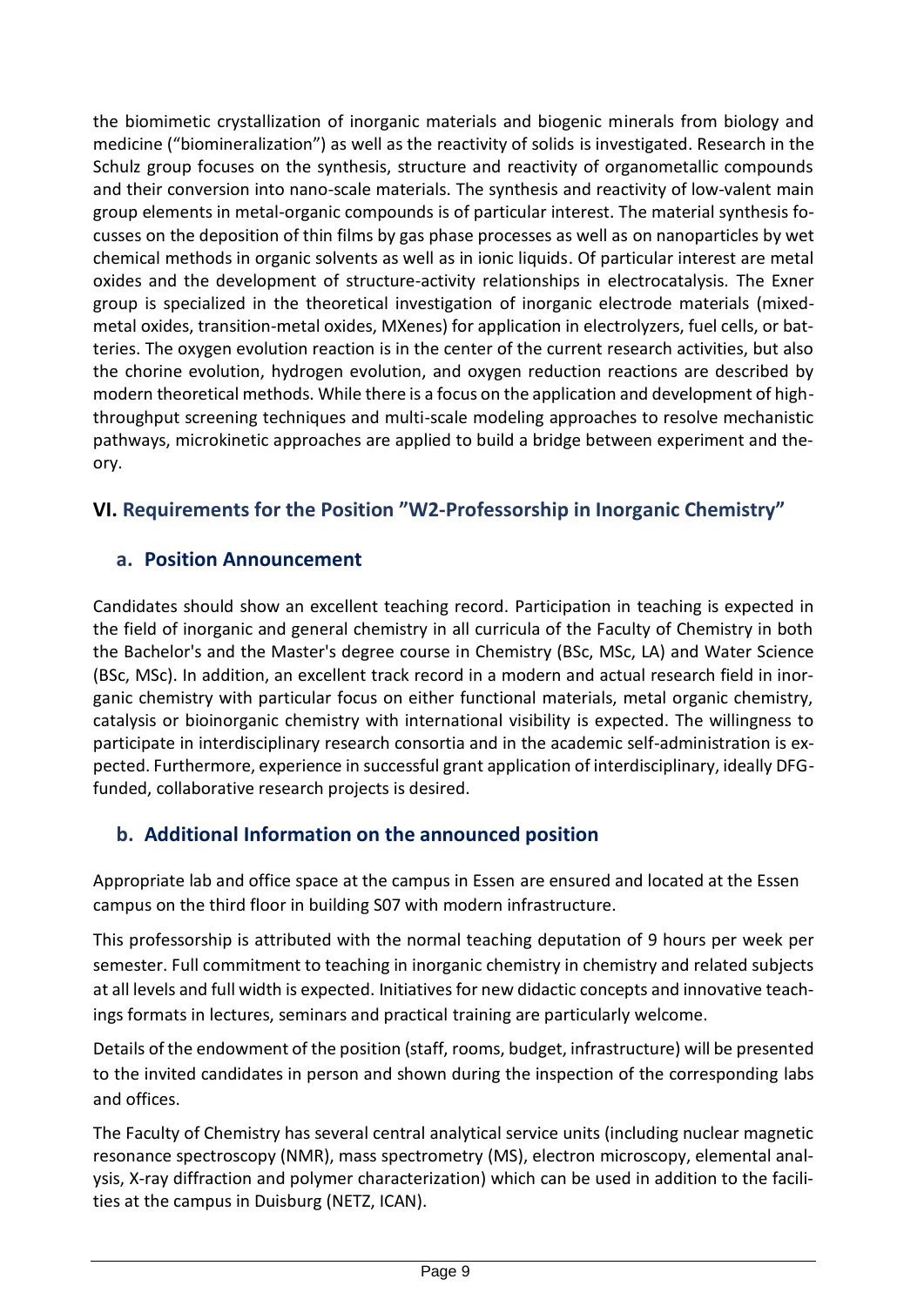the biomimetic crystallization of inorganic materials and biogenic minerals from biology and medicine ("biomineralization") as well as the reactivity of solids is investigated. Research in the Schulz group focuses on the synthesis, structure and reactivity of organometallic compounds and their conversion into nano-scale materials. The synthesis and reactivity of low-valent main group elements in metal-organic compounds is of particular interest. The material synthesis focusses on the deposition of thin films by gas phase processes as well as on nanoparticles by wet chemical methods in organic solvents as well as in ionic liquids. Of particular interest are metal oxides and the development of structure-activity relationships in electrocatalysis. The Exner group is specialized in the theoretical investigation of inorganic electrode materials (mixed-metal oxides, transition-metal oxides, MXenes) for application in electrolyzers, fuel cells, or batteries. The oxygen evolution reaction is in the center of the current research activities, but also the chorine evolution, hydrogen evolution, and oxygen reduction reactions are described by modern theoretical methods. While there is a focus on the application and development of high-throughput screening techniques and multi-scale modeling approaches to resolve mechanistic pathways, microkinetic approaches are applied to build a bridge between experiment and theory.

## VI. Requirements for the Position "W2-Professorship in Inorganic Chemistry"

### a. Position Announcement

Candidates should show an excellent teaching record. Participation in teaching is expected in the field of inorganic and general chemistry in all curricula of the Faculty of Chemistry in both the Bachelor's and the Master's degree course in Chemistry (BSc, MSc, LA) and Water Science (BSc, MSc). In addition, an excellent track record in a modern and actual research field in inorganic chemistry with particular focus on either functional materials, metal organic chemistry, catalysis or bioinorganic chemistry with international visibility is expected. The willingness to participate in interdisciplinary research consortia and in the academic self-administration is expected. Furthermore, experience in successful grant application of interdisciplinary, ideally DFG-funded, collaborative research projects is desired.

### b. Additional Information on the announced position

Appropriate lab and office space at the campus in Essen are ensured and located at the Essen campus on the third floor in building S07 with modern infrastructure.

This professorship is attributed with the normal teaching deputation of 9 hours per week per semester. Full commitment to teaching in inorganic chemistry in chemistry and related subjects at all levels and full width is expected. Initiatives for new didactic concepts and innovative teachings formats in lectures, seminars and practical training are particularly welcome.

Details of the endowment of the position (staff, rooms, budget, infrastructure) will be presented to the invited candidates in person and shown during the inspection of the corresponding labs and offices.

The Faculty of Chemistry has several central analytical service units (including nuclear magnetic resonance spectroscopy (NMR), mass spectrometry (MS), electron microscopy, elemental analysis, X-ray diffraction and polymer characterization) which can be used in addition to the facilities at the campus in Duisburg (NETZ, ICAN).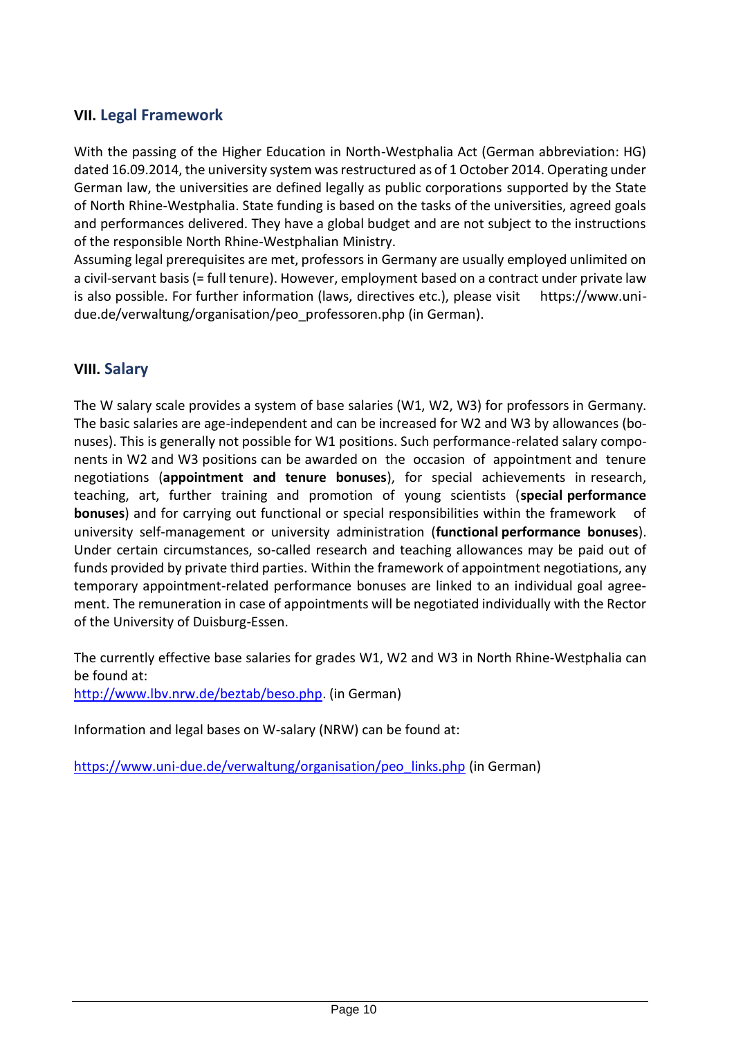## VII. Legal Framework

With the passing of the Higher Education in North-Westphalia Act (German abbreviation: HG) dated 16.09.2014, the university system was restructured as of 1 October 2014. Operating under German law, the universities are defined legally as public corporations supported by the State of North Rhine-Westphalia. State funding is based on the tasks of the universities, agreed goals and performances delivered. They have a global budget and are not subject to the instructions of the responsible North Rhine-Westphalian Ministry.

Assuming legal prerequisites are met, professors in Germany are usually employed unlimited on a civil-servant basis (= full tenure). However, employment based on a contract under private law is also possible. For further information (laws, directives etc.), please visit https://www.uni-due.de/verwaltung/organisation/peo_professoren.php (in German).

## VIII. Salary

The W salary scale provides a system of base salaries (W1, W2, W3) for professors in Germany. The basic salaries are age-independent and can be increased for W2 and W3 by allowances (bonuses). This is generally not possible for W1 positions. Such performance-related salary components in W2 and W3 positions can be awarded on the occasion of appointment and tenure negotiations (**appointment and tenure bonuses**), for special achievements in research, teaching, art, further training and promotion of young scientists (**special performance bonuses**) and for carrying out functional or special responsibilities within the framework of university self-management or university administration (**functional performance bonuses**). Under certain circumstances, so-called research and teaching allowances may be paid out of funds provided by private third parties. Within the framework of appointment negotiations, any temporary appointment-related performance bonuses are linked to an individual goal agreement. The remuneration in case of appointments will be negotiated individually with the Rector of the University of Duisburg-Essen.

The currently effective base salaries for grades W1, W2 and W3 in North Rhine-Westphalia can be found at:
[http://www.lbv.nrw.de/beztab/beso.php](http://www.lbv.nrw.de/beztab/beso.php). (in German)

Information and legal bases on W-salary (NRW) can be found at:

[https://www.uni-due.de/verwaltung/organisation/peo_links.php](https://www.uni-due.de/verwaltung/organisation/peo_links.php) (in German)